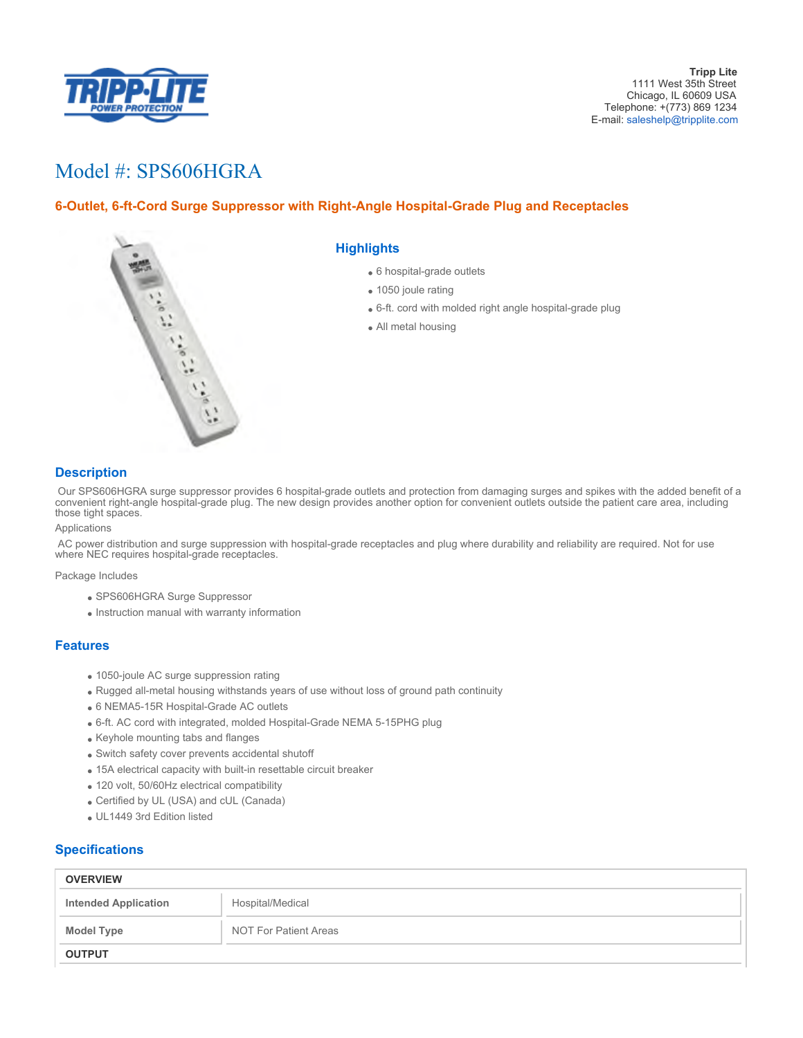**Tripp Lite**
1111 West 35th Street
Chicago, IL 60609 USA
Telephone: +(773) 869 1234
E-mail: saleshelp@tripplite.com

# Model #: SPS606HGRA

## 6-Outlet, 6-ft-Cord Surge Suppressor with Right-Angle Hospital-Grade Plug and Receptacles

## Highlights

- 6 hospital-grade outlets
- 1050 joule rating
- 6-ft. cord with molded right angle hospital-grade plug
- All metal housing

## Description

Our SPS606HGRA surge suppressor provides 6 hospital-grade outlets and protection from damaging surges and spikes with the added benefit of a convenient right-angle hospital-grade plug. The new design provides another option for convenient outlets outside the patient care area, including those tight spaces.

Applications

AC power distribution and surge suppression with hospital-grade receptacles and plug where durability and reliability are required. Not for use where NEC requires hospital-grade receptacles.

Package Includes

- SPS606HGRA Surge Suppressor
- Instruction manual with warranty information

## Features

- 1050-joule AC surge suppression rating
- Rugged all-metal housing withstands years of use without loss of ground path continuity
- 6 NEMA5-15R Hospital-Grade AC outlets
- 6-ft. AC cord with integrated, molded Hospital-Grade NEMA 5-15PHG plug
- Keyhole mounting tabs and flanges
- Switch safety cover prevents accidental shutoff
- 15A electrical capacity with built-in resettable circuit breaker
- 120 volt, 50/60Hz electrical compatibility
- Certified by UL (USA) and cUL (Canada)
- UL1449 3rd Edition listed

## Specifications

| OVERVIEW | |
|---|---|
| **Intended Application** | Hospital/Medical |
| **Model Type** | NOT For Patient Areas |
| **OUTPUT** | |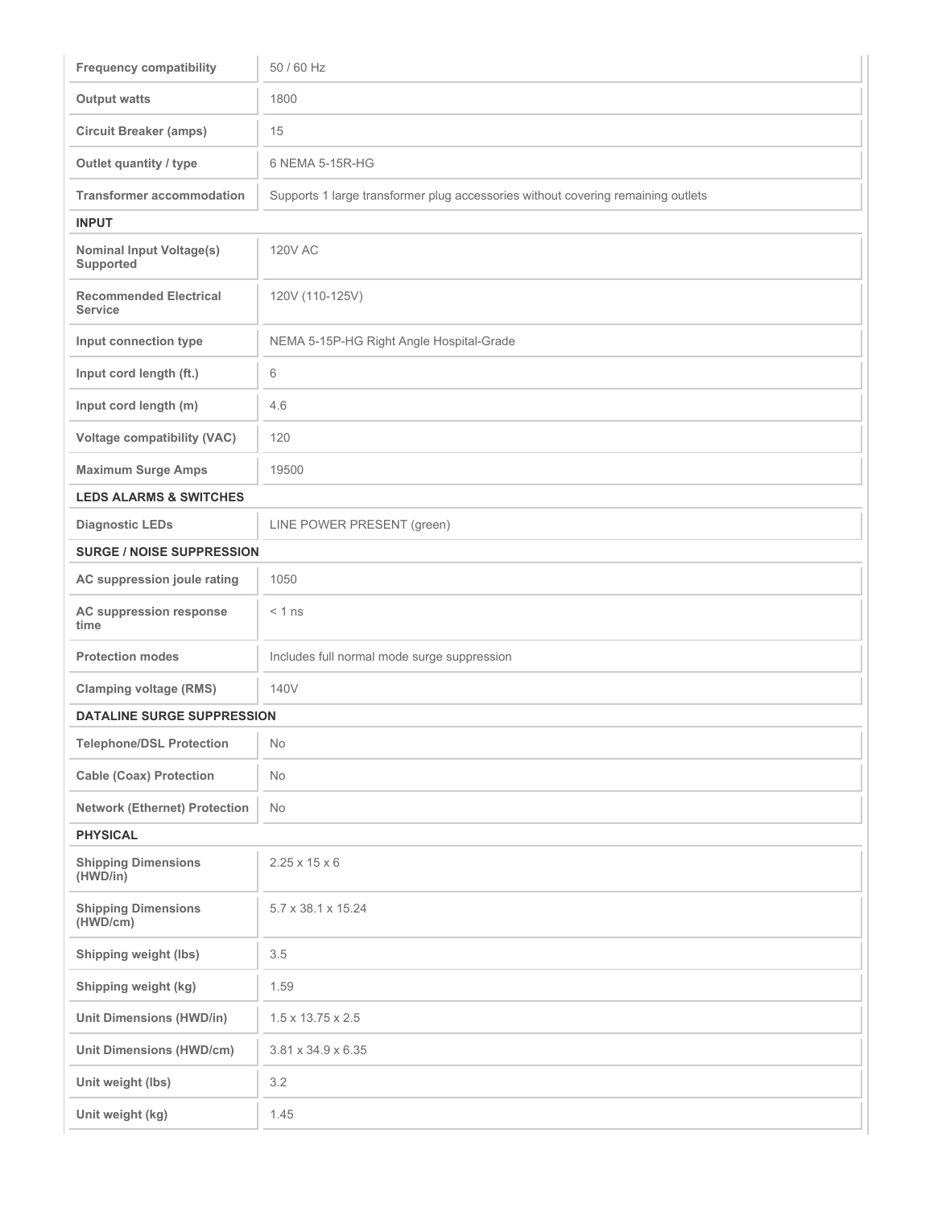| | |
|---|---|
| **Frequency compatibility** | 50 / 60 Hz |
| **Output watts** | 1800 |
| **Circuit Breaker (amps)** | 15 |
| **Outlet quantity / type** | 6 NEMA 5-15R-HG |
| **Transformer accommodation** | Supports 1 large transformer plug accessories without covering remaining outlets |
| **INPUT** | |
| **Nominal Input Voltage(s) Supported** | 120V AC |
| **Recommended Electrical Service** | 120V (110-125V) |
| **Input connection type** | NEMA 5-15P-HG Right Angle Hospital-Grade |
| **Input cord length (ft.)** | 6 |
| **Input cord length (m)** | 4.6 |
| **Voltage compatibility (VAC)** | 120 |
| **Maximum Surge Amps** | 19500 |
| **LEDS ALARMS & SWITCHES** | |
| **Diagnostic LEDs** | LINE POWER PRESENT (green) |
| **SURGE / NOISE SUPPRESSION** | |
| **AC suppression joule rating** | 1050 |
| **AC suppression response time** | < 1 ns |
| **Protection modes** | Includes full normal mode surge suppression |
| **Clamping voltage (RMS)** | 140V |
| **DATALINE SURGE SUPPRESSION** | |
| **Telephone/DSL Protection** | No |
| **Cable (Coax) Protection** | No |
| **Network (Ethernet) Protection** | No |
| **PHYSICAL** | |
| **Shipping Dimensions (HWD/in)** | 2.25 x 15 x 6 |
| **Shipping Dimensions (HWD/cm)** | 5.7 x 38.1 x 15.24 |
| **Shipping weight (lbs)** | 3.5 |
| **Shipping weight (kg)** | 1.59 |
| **Unit Dimensions (HWD/in)** | 1.5 x 13.75 x 2.5 |
| **Unit Dimensions (HWD/cm)** | 3.81 x 34.9 x 6.35 |
| **Unit weight (lbs)** | 3.2 |
| **Unit weight (kg)** | 1.45 |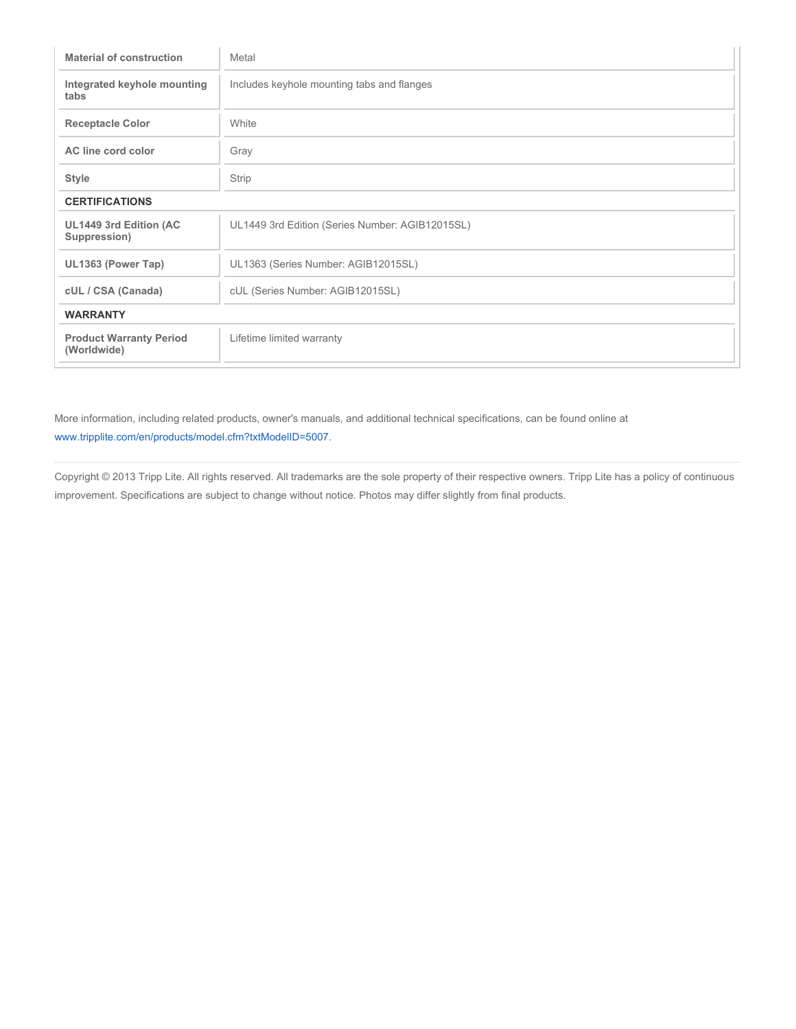| | |
|---|---|
| **Material of construction** | Metal |
| **Integrated keyhole mounting tabs** | Includes keyhole mounting tabs and flanges |
| **Receptacle Color** | White |
| **AC line cord color** | Gray |
| **Style** | Strip |
| **CERTIFICATIONS** | |
| **UL1449 3rd Edition (AC Suppression)** | UL1449 3rd Edition (Series Number: AGIB12015SL) |
| **UL1363 (Power Tap)** | UL1363 (Series Number: AGIB12015SL) |
| **cUL / CSA (Canada)** | cUL (Series Number: AGIB12015SL) |
| **WARRANTY** | |
| **Product Warranty Period (Worldwide)** | Lifetime limited warranty |

More information, including related products, owner's manuals, and additional technical specifications, can be found online at www.tripplite.com/en/products/model.cfm?txtModelID=5007.

Copyright © 2013 Tripp Lite. All rights reserved. All trademarks are the sole property of their respective owners. Tripp Lite has a policy of continuous improvement. Specifications are subject to change without notice. Photos may differ slightly from final products.